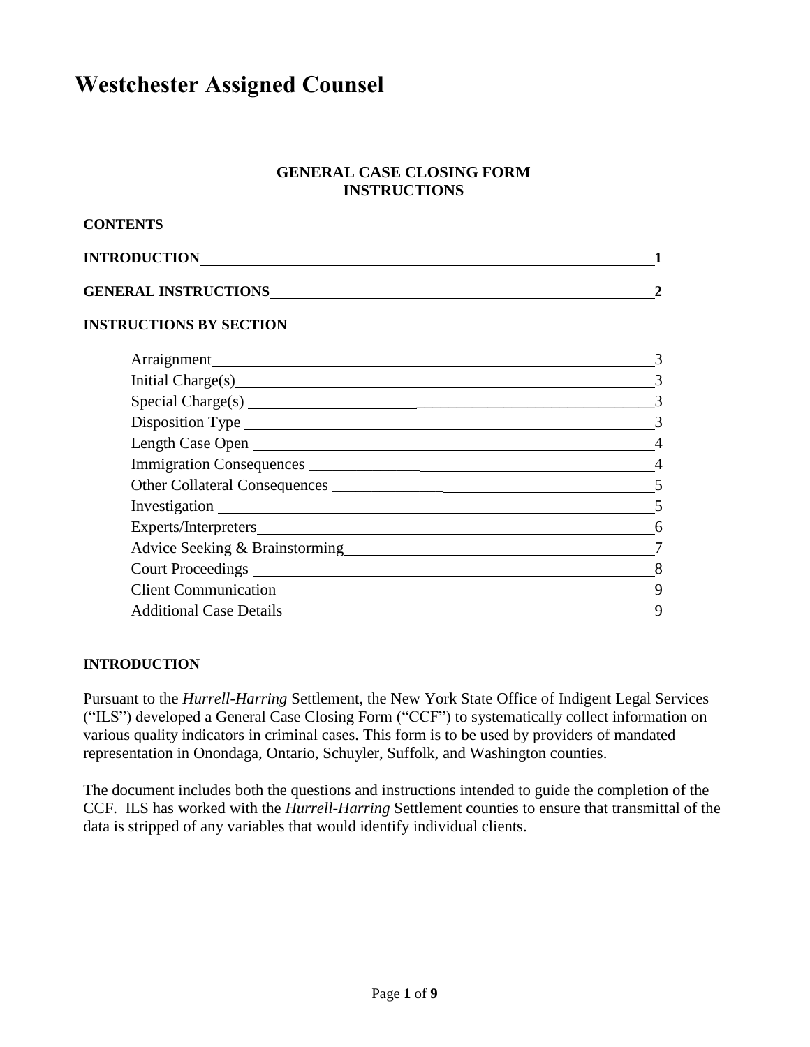# Westchester Assigned Counsel

## GENERAL CASE CLOSING FORM
## INSTRUCTIONS

**CONTENTS**

**INTRODUCTION** 1

**GENERAL INSTRUCTIONS** 2

**INSTRUCTIONS BY SECTION**

- Arraignment 3
- Initial Charge(s) 3
- Special Charge(s) 3
- Disposition Type 3
- Length Case Open 4
- Immigration Consequences 4
- Other Collateral Consequences 5
- Investigation 5
- Experts/Interpreters 6
- Advice Seeking & Brainstorming 7
- Court Proceedings 8
- Client Communication 9
- Additional Case Details 9

**INTRODUCTION**

Pursuant to the *Hurrell-Harring* Settlement, the New York State Office of Indigent Legal Services ("ILS") developed a General Case Closing Form ("CCF") to systematically collect information on various quality indicators in criminal cases. This form is to be used by providers of mandated representation in Onondaga, Ontario, Schuyler, Suffolk, and Washington counties.

The document includes both the questions and instructions intended to guide the completion of the CCF. ILS has worked with the *Hurrell-Harring* Settlement counties to ensure that transmittal of the data is stripped of any variables that would identify individual clients.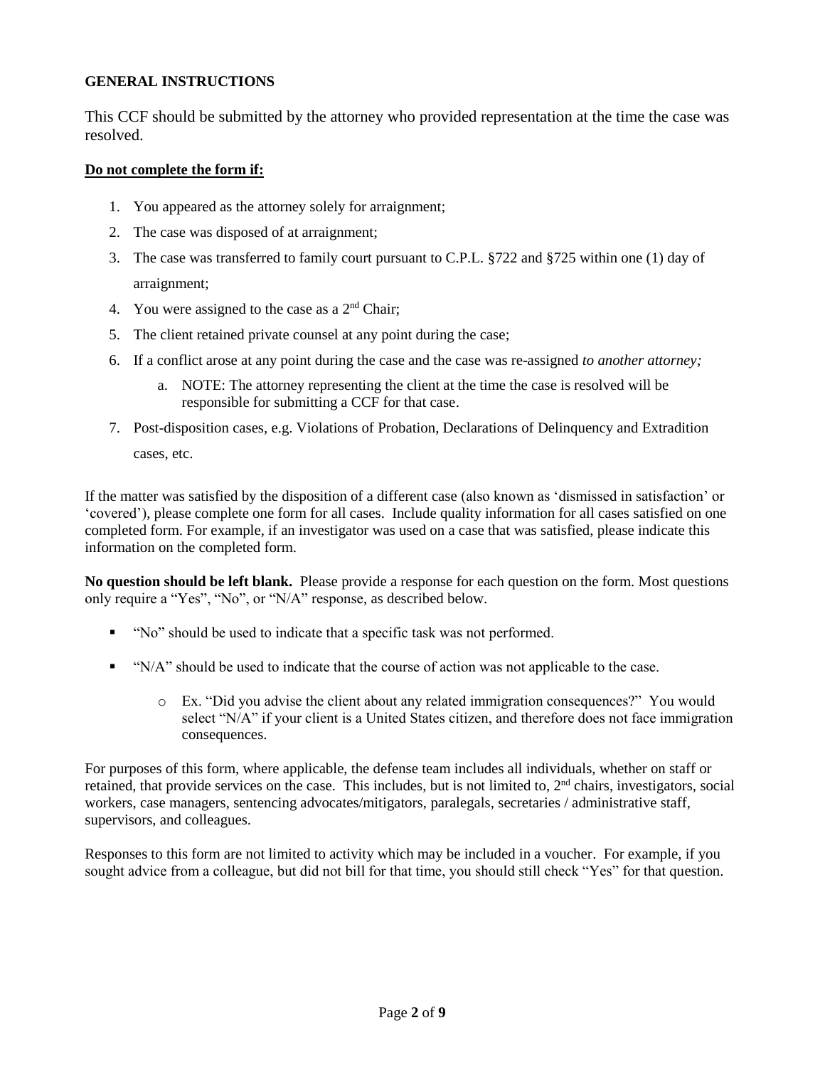## GENERAL INSTRUCTIONS

This CCF should be submitted by the attorney who provided representation at the time the case was resolved.

**Do not complete the form if:**

1. You appeared as the attorney solely for arraignment;
2. The case was disposed of at arraignment;
3. The case was transferred to family court pursuant to C.P.L. §722 and §725 within one (1) day of arraignment;
4. You were assigned to the case as a 2nd Chair;
5. The client retained private counsel at any point during the case;
6. If a conflict arose at any point during the case and the case was re-assigned *to another attorney;*
    a. NOTE: The attorney representing the client at the time the case is resolved will be responsible for submitting a CCF for that case.
7. Post-disposition cases, e.g. Violations of Probation, Declarations of Delinquency and Extradition cases, etc.

If the matter was satisfied by the disposition of a different case (also known as 'dismissed in satisfaction' or 'covered'), please complete one form for all cases. Include quality information for all cases satisfied on one completed form. For example, if an investigator was used on a case that was satisfied, please indicate this information on the completed form.

**No question should be left blank.** Please provide a response for each question on the form. Most questions only require a "Yes", "No", or "N/A" response, as described below.

- "No" should be used to indicate that a specific task was not performed.
- "N/A" should be used to indicate that the course of action was not applicable to the case.
    - Ex. "Did you advise the client about any related immigration consequences?" You would select "N/A" if your client is a United States citizen, and therefore does not face immigration consequences.

For purposes of this form, where applicable, the defense team includes all individuals, whether on staff or retained, that provide services on the case. This includes, but is not limited to, 2nd chairs, investigators, social workers, case managers, sentencing advocates/mitigators, paralegals, secretaries / administrative staff, supervisors, and colleagues.

Responses to this form are not limited to activity which may be included in a voucher. For example, if you sought advice from a colleague, but did not bill for that time, you should still check "Yes" for that question.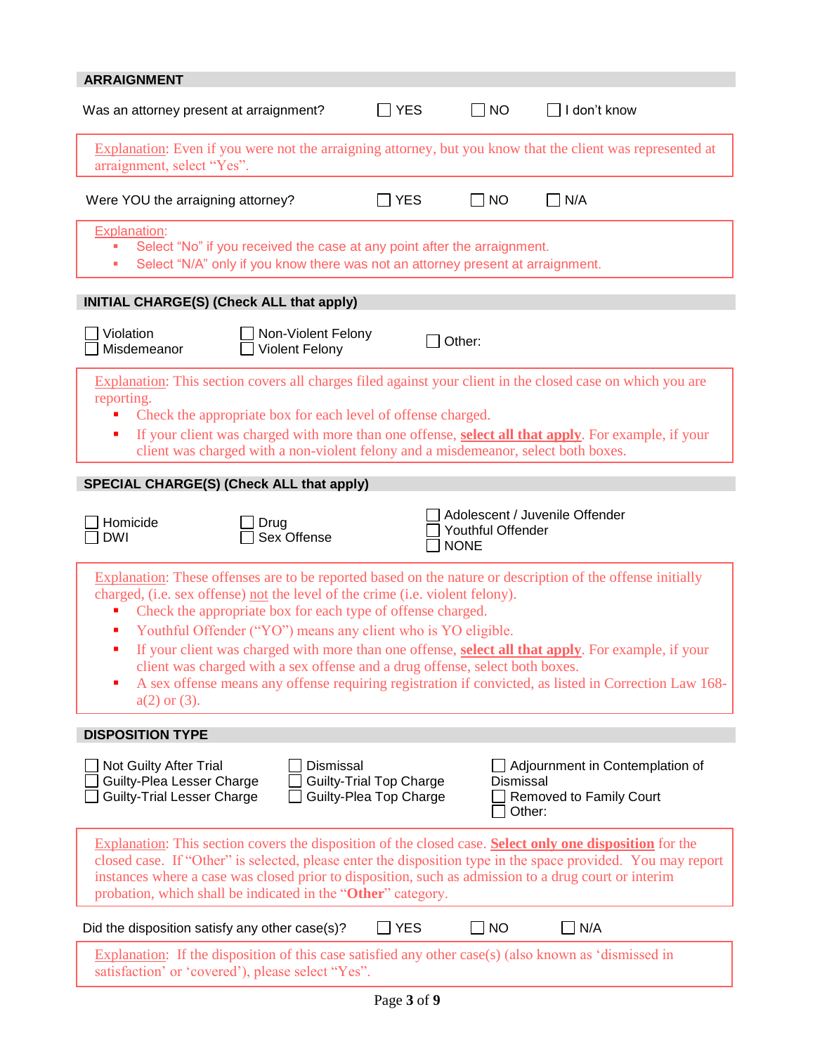## ARRAIGNMENT

Was an attorney present at arraignment? ☐ YES ☐ NO ☐ I don't know

> Explanation: Even if you were not the arraigning attorney, but you know that the client was represented at arraignment, select "Yes".

Were YOU the arraigning attorney? ☐ YES ☐ NO ☐ N/A

> Explanation:
> - Select "No" if you received the case at any point after the arraignment.
> - Select "N/A" only if you know there was not an attorney present at arraignment.

## INITIAL CHARGE(S) (Check ALL that apply)

☐ Violation
☐ Misdemeanor
☐ Non-Violent Felony
☐ Violent Felony
☐ Other:

> Explanation: This section covers all charges filed against your client in the closed case on which you are reporting.
> - Check the appropriate box for each level of offense charged.
> - If your client was charged with more than one offense, **select all that apply**. For example, if your client was charged with a non-violent felony and a misdemeanor, select both boxes.

## SPECIAL CHARGE(S) (Check ALL that apply)

☐ Homicide
☐ DWI
☐ Drug
☐ Sex Offense
☐ Adolescent / Juvenile Offender
☐ Youthful Offender
☐ NONE

> Explanation: These offenses are to be reported based on the nature or description of the offense initially charged, (i.e. sex offense) not the level of the crime (i.e. violent felony).
> - Check the appropriate box for each type of offense charged.
> - Youthful Offender ("YO") means any client who is YO eligible.
> - If your client was charged with more than one offense, **select all that apply**. For example, if your client was charged with a sex offense and a drug offense, select both boxes.
> - A sex offense means any offense requiring registration if convicted, as listed in Correction Law 168-a(2) or (3).

## DISPOSITION TYPE

☐ Not Guilty After Trial
☐ Guilty-Plea Lesser Charge
☐ Guilty-Trial Lesser Charge
☐ Dismissal
☐ Guilty-Trial Top Charge
☐ Guilty-Plea Top Charge
☐ Adjournment in Contemplation of Dismissal
☐ Removed to Family Court
☐ Other:

> Explanation: This section covers the disposition of the closed case. **Select only one disposition** for the closed case. If "Other" is selected, please enter the disposition type in the space provided. You may report instances where a case was closed prior to disposition, such as admission to a drug court or interim probation, which shall be indicated in the "**Other**" category.

Did the disposition satisfy any other case(s)? ☐ YES ☐ NO ☐ N/A

> Explanation: If the disposition of this case satisfied any other case(s) (also known as 'dismissed in satisfaction' or 'covered'), please select "Yes".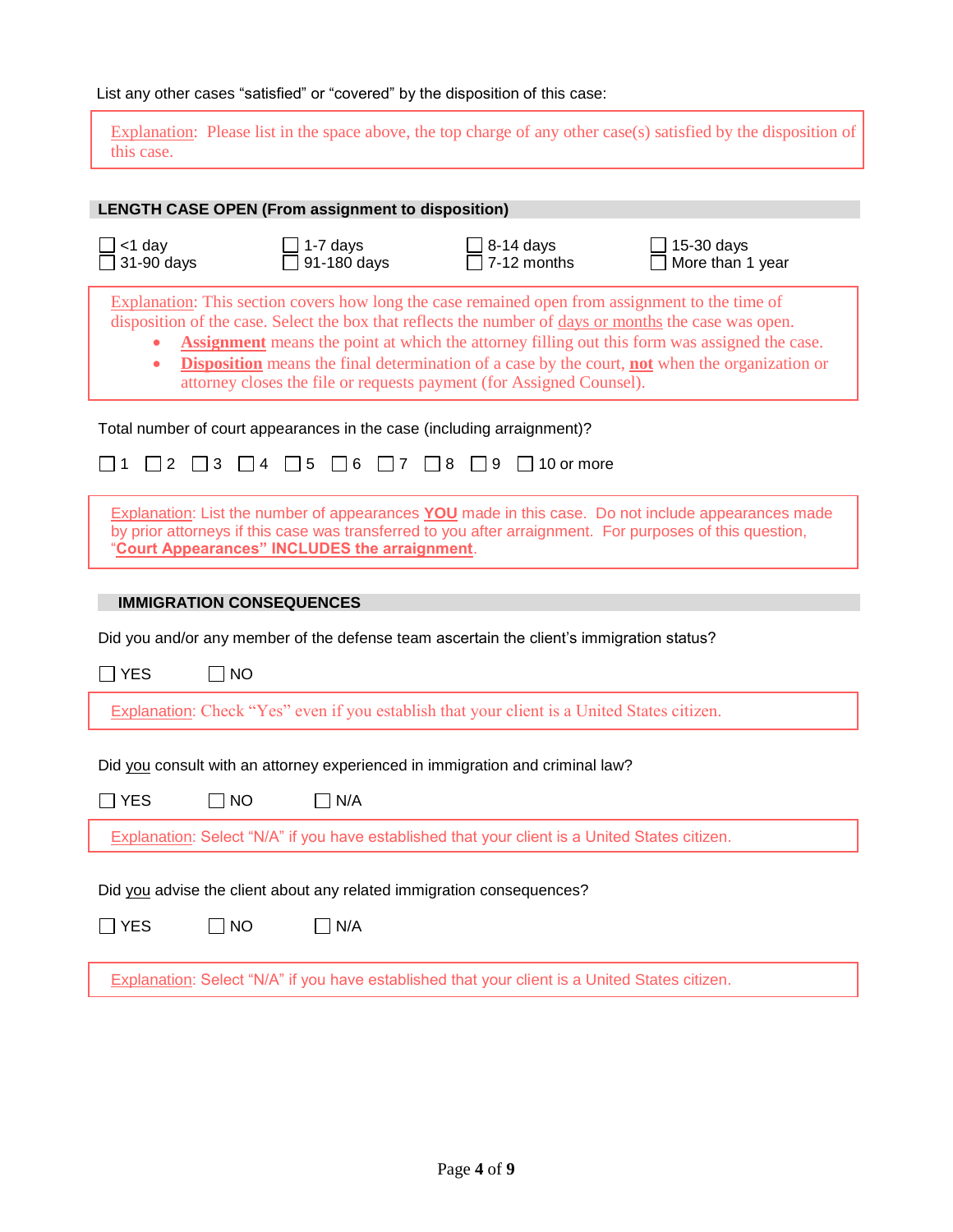List any other cases "satisfied" or "covered" by the disposition of this case:

> Explanation: Please list in the space above, the top charge of any other case(s) satisfied by the disposition of this case.

## LENGTH CASE OPEN (From assignment to disposition)

☐ <1 day ☐ 1-7 days ☐ 8-14 days ☐ 15-30 days
☐ 31-90 days ☐ 91-180 days ☐ 7-12 months ☐ More than 1 year

> Explanation: This section covers how long the case remained open from assignment to the time of disposition of the case. Select the box that reflects the number of days or months the case was open.
> - **Assignment** means the point at which the attorney filling out this form was assigned the case.
> - **Disposition** means the final determination of a case by the court, **not** when the organization or attorney closes the file or requests payment (for Assigned Counsel).

Total number of court appearances in the case (including arraignment)?

☐ 1 ☐ 2 ☐ 3 ☐ 4 ☐ 5 ☐ 6 ☐ 7 ☐ 8 ☐ 9 ☐ 10 or more

> Explanation: List the number of appearances **YOU** made in this case. Do not include appearances made by prior attorneys if this case was transferred to you after arraignment. For purposes of this question, "**Court Appearances" INCLUDES the arraignment**.

## IMMIGRATION CONSEQUENCES

Did you and/or any member of the defense team ascertain the client's immigration status?

☐ YES ☐ NO

> Explanation: Check "Yes" even if you establish that your client is a United States citizen.

Did you consult with an attorney experienced in immigration and criminal law?

☐ YES ☐ NO ☐ N/A

> Explanation: Select "N/A" if you have established that your client is a United States citizen.

Did you advise the client about any related immigration consequences?

☐ YES ☐ NO ☐ N/A

> Explanation: Select "N/A" if you have established that your client is a United States citizen.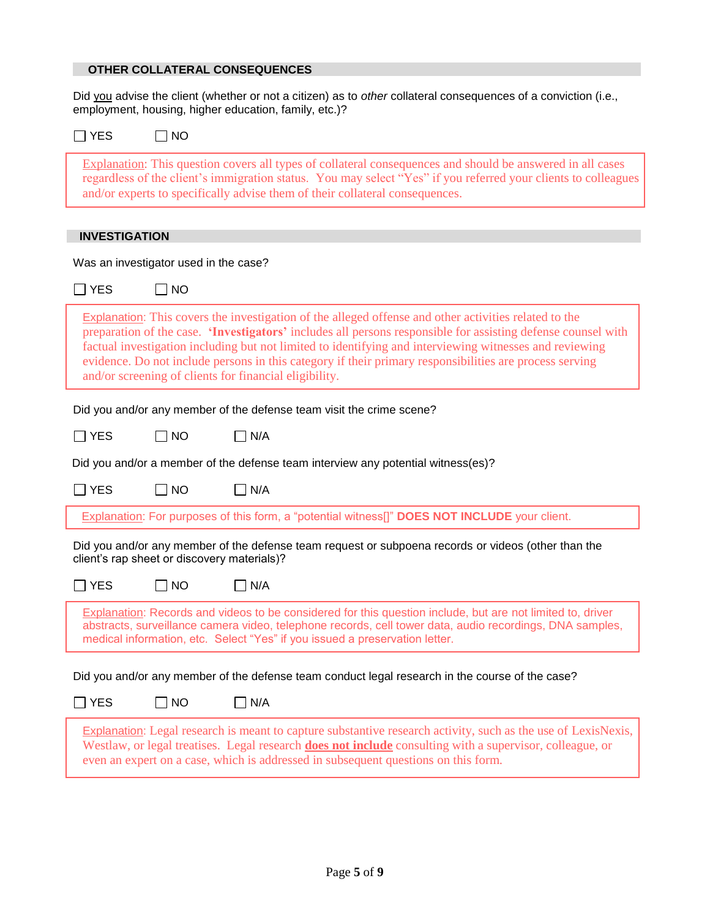## OTHER COLLATERAL CONSEQUENCES

Did you advise the client (whether or not a citizen) as to *other* collateral consequences of a conviction (i.e., employment, housing, higher education, family, etc.)?

☐ YES ☐ NO

> Explanation: This question covers all types of collateral consequences and should be answered in all cases regardless of the client's immigration status. You may select "Yes" if you referred your clients to colleagues and/or experts to specifically advise them of their collateral consequences.

## INVESTIGATION

Was an investigator used in the case?

☐ YES ☐ NO

> Explanation: This covers the investigation of the alleged offense and other activities related to the preparation of the case. **'Investigators'** includes all persons responsible for assisting defense counsel with factual investigation including but not limited to identifying and interviewing witnesses and reviewing evidence. Do not include persons in this category if their primary responsibilities are process serving and/or screening of clients for financial eligibility.

Did you and/or any member of the defense team visit the crime scene?

☐ YES ☐ NO ☐ N/A

Did you and/or a member of the defense team interview any potential witness(es)?

☐ YES ☐ NO ☐ N/A

> Explanation: For purposes of this form, a "potential witness[]" **DOES NOT INCLUDE** your client.

Did you and/or any member of the defense team request or subpoena records or videos (other than the client's rap sheet or discovery materials)?

☐ YES ☐ NO ☐ N/A

> Explanation: Records and videos to be considered for this question include, but are not limited to, driver abstracts, surveillance camera video, telephone records, cell tower data, audio recordings, DNA samples, medical information, etc. Select "Yes" if you issued a preservation letter.

Did you and/or any member of the defense team conduct legal research in the course of the case?

☐ YES ☐ NO ☐ N/A

> Explanation: Legal research is meant to capture substantive research activity, such as the use of LexisNexis, Westlaw, or legal treatises. Legal research **does not include** consulting with a supervisor, colleague, or even an expert on a case, which is addressed in subsequent questions on this form.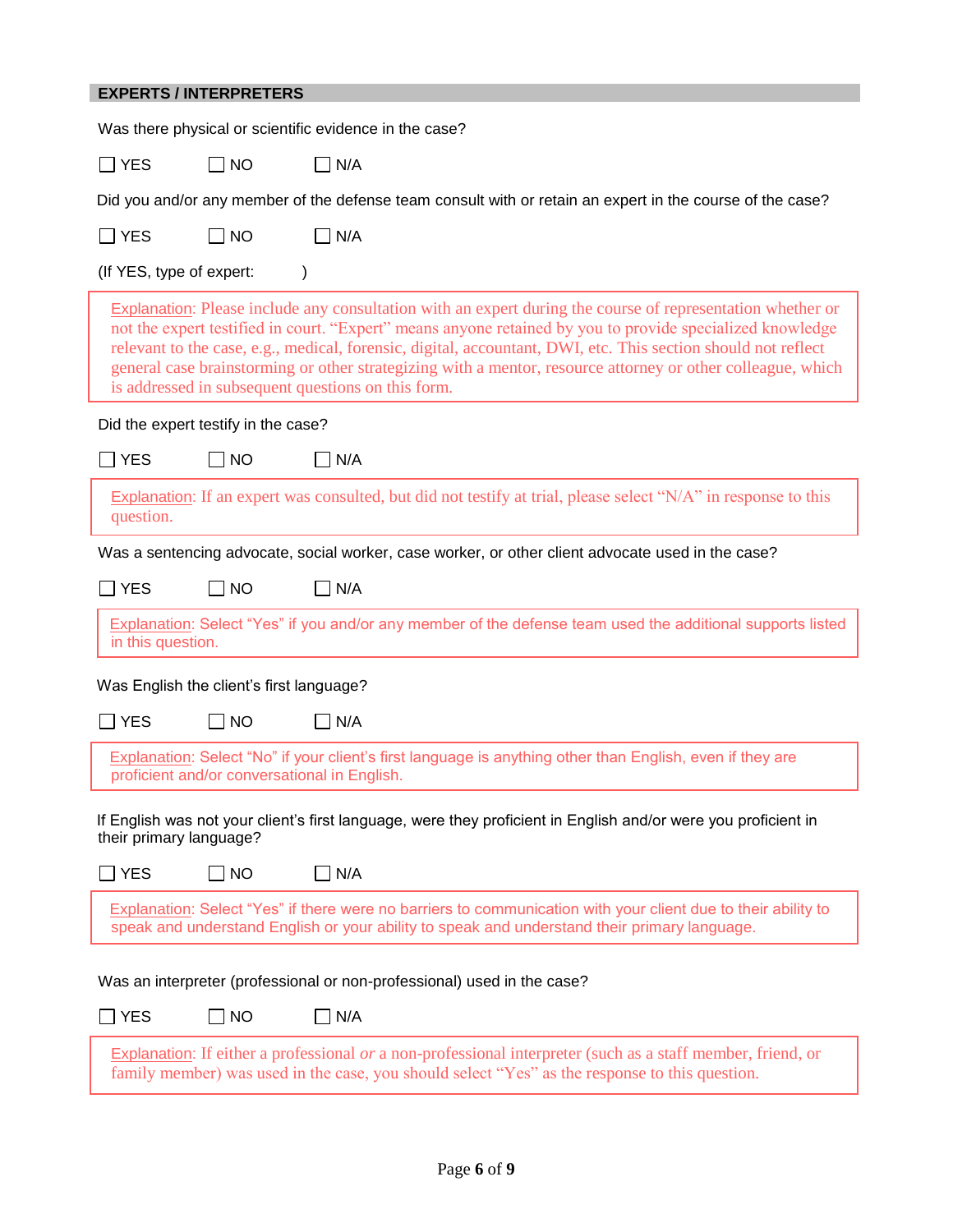## EXPERTS / INTERPRETERS

Was there physical or scientific evidence in the case?

☐ YES ☐ NO ☐ N/A

Did you and/or any member of the defense team consult with or retain an expert in the course of the case?

☐ YES ☐ NO ☐ N/A

(If YES, type of expert: )

> Explanation: Please include any consultation with an expert during the course of representation whether or not the expert testified in court. "Expert" means anyone retained by you to provide specialized knowledge relevant to the case, e.g., medical, forensic, digital, accountant, DWI, etc. This section should not reflect general case brainstorming or other strategizing with a mentor, resource attorney or other colleague, which is addressed in subsequent questions on this form.

Did the expert testify in the case?

☐ YES ☐ NO ☐ N/A

> Explanation: If an expert was consulted, but did not testify at trial, please select "N/A" in response to this question.

Was a sentencing advocate, social worker, case worker, or other client advocate used in the case?

☐ YES ☐ NO ☐ N/A

> Explanation: Select "Yes" if you and/or any member of the defense team used the additional supports listed in this question.

Was English the client's first language?

☐ YES ☐ NO ☐ N/A

> Explanation: Select "No" if your client's first language is anything other than English, even if they are proficient and/or conversational in English.

If English was not your client's first language, were they proficient in English and/or were you proficient in their primary language?

☐ YES ☐ NO ☐ N/A

> Explanation: Select "Yes" if there were no barriers to communication with your client due to their ability to speak and understand English or your ability to speak and understand their primary language.

Was an interpreter (professional or non-professional) used in the case?

☐ YES ☐ NO ☐ N/A

> Explanation: If either a professional *or* a non-professional interpreter (such as a staff member, friend, or family member) was used in the case, you should select "Yes" as the response to this question.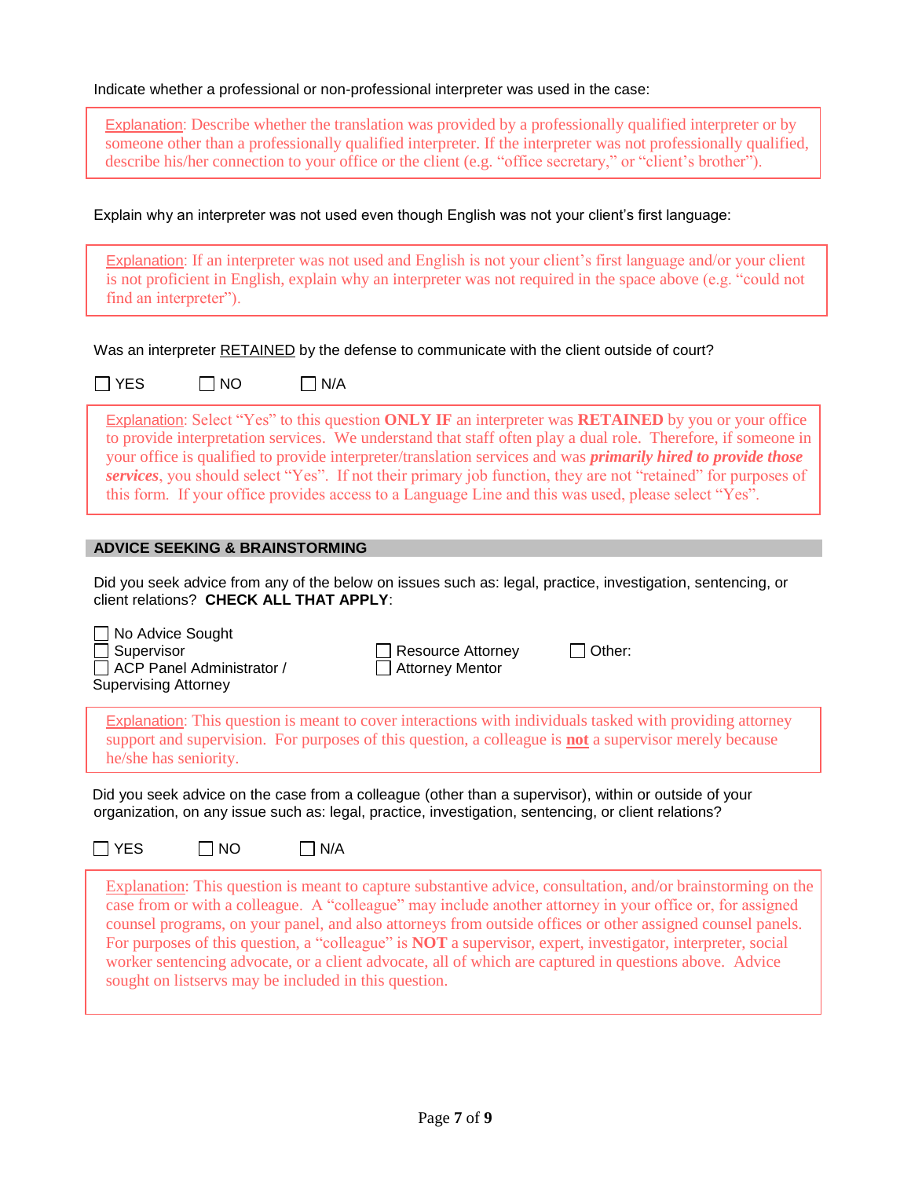Indicate whether a professional or non-professional interpreter was used in the case:

> Explanation: Describe whether the translation was provided by a professionally qualified interpreter or by someone other than a professionally qualified interpreter. If the interpreter was not professionally qualified, describe his/her connection to your office or the client (e.g. "office secretary," or "client's brother").

Explain why an interpreter was not used even though English was not your client's first language:

> Explanation: If an interpreter was not used and English is not your client's first language and/or your client is not proficient in English, explain why an interpreter was not required in the space above (e.g. "could not find an interpreter").

Was an interpreter <u>RETAINED</u> by the defense to communicate with the client outside of court?

☐ YES ☐ NO ☐ N/A

> Explanation: Select "Yes" to this question **ONLY IF** an interpreter was **RETAINED** by you or your office to provide interpretation services. We understand that staff often play a dual role. Therefore, if someone in your office is qualified to provide interpreter/translation services and was ***primarily hired to provide those services***, you should select "Yes". If not their primary job function, they are not "retained" for purposes of this form. If your office provides access to a Language Line and this was used, please select "Yes".

## ADVICE SEEKING & BRAINSTORMING

Did you seek advice from any of the below on issues such as: legal, practice, investigation, sentencing, or client relations? **CHECK ALL THAT APPLY**:

☐ No Advice Sought
☐ Supervisor
☐ ACP Panel Administrator / Supervising Attorney
☐ Resource Attorney
☐ Attorney Mentor
☐ Other:

> Explanation: This question is meant to cover interactions with individuals tasked with providing attorney support and supervision. For purposes of this question, a colleague is <u>**not**</u> a supervisor merely because he/she has seniority.

Did you seek advice on the case from a colleague (other than a supervisor), within or outside of your organization, on any issue such as: legal, practice, investigation, sentencing, or client relations?

☐ YES ☐ NO ☐ N/A

> Explanation: This question is meant to capture substantive advice, consultation, and/or brainstorming on the case from or with a colleague. A "colleague" may include another attorney in your office or, for assigned counsel programs, on your panel, and also attorneys from outside offices or other assigned counsel panels. For purposes of this question, a "colleague" is **NOT** a supervisor, expert, investigator, interpreter, social worker sentencing advocate, or a client advocate, all of which are captured in questions above. Advice sought on listservs may be included in this question.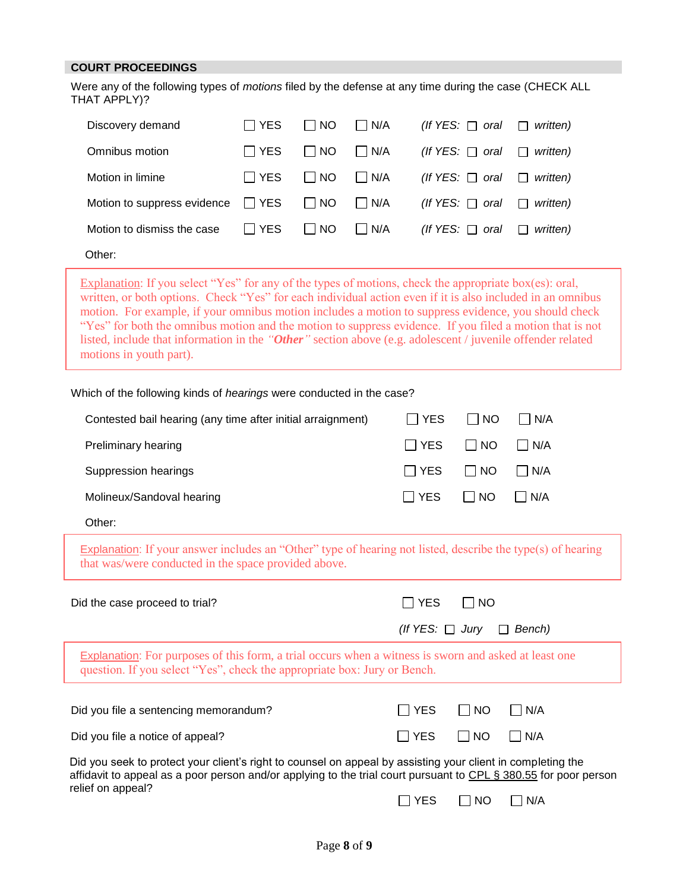## COURT PROCEEDINGS

Were any of the following types of *motions* filed by the defense at any time during the case (CHECK ALL THAT APPLY)?

| | | | | |
|---|---|---|---|---|
| Discovery demand | ☐ YES | ☐ NO | ☐ N/A | *(If YES: ☐ oral ☐ written)* |
| Omnibus motion | ☐ YES | ☐ NO | ☐ N/A | *(If YES: ☐ oral ☐ written)* |
| Motion in limine | ☐ YES | ☐ NO | ☐ N/A | *(If YES: ☐ oral ☐ written)* |
| Motion to suppress evidence | ☐ YES | ☐ NO | ☐ N/A | *(If YES: ☐ oral ☐ written)* |
| Motion to dismiss the case | ☐ YES | ☐ NO | ☐ N/A | *(If YES: ☐ oral ☐ written)* |

Other:

> Explanation: If you select "Yes" for any of the types of motions, check the appropriate box(es): oral, written, or both options. Check "Yes" for each individual action even if it is also included in an omnibus motion. For example, if your omnibus motion includes a motion to suppress evidence, you should check "Yes" for both the omnibus motion and the motion to suppress evidence. If you filed a motion that is not listed, include that information in the ***"Other"*** section above (e.g. adolescent / juvenile offender related motions in youth part).

Which of the following kinds of *hearings* were conducted in the case?

| | | | |
|---|---|---|---|
| Contested bail hearing (any time after initial arraignment) | ☐ YES | ☐ NO | ☐ N/A |
| Preliminary hearing | ☐ YES | ☐ NO | ☐ N/A |
| Suppression hearings | ☐ YES | ☐ NO | ☐ N/A |
| Molineux/Sandoval hearing | ☐ YES | ☐ NO | ☐ N/A |

Other:

> Explanation: If your answer includes an "Other" type of hearing not listed, describe the type(s) of hearing that was/were conducted in the space provided above.

Did the case proceed to trial? ☐ YES ☐ NO

*(If YES: ☐ Jury ☐ Bench)*

> Explanation: For purposes of this form, a trial occurs when a witness is sworn and asked at least one question. If you select "Yes", check the appropriate box: Jury or Bench.

Did you file a sentencing memorandum? ☐ YES ☐ NO ☐ N/A

Did you file a notice of appeal? ☐ YES ☐ NO ☐ N/A

Did you seek to protect your client's right to counsel on appeal by assisting your client in completing the affidavit to appeal as a poor person and/or applying to the trial court pursuant to CPL § 380.55 for poor person relief on appeal?

☐ YES ☐ NO ☐ N/A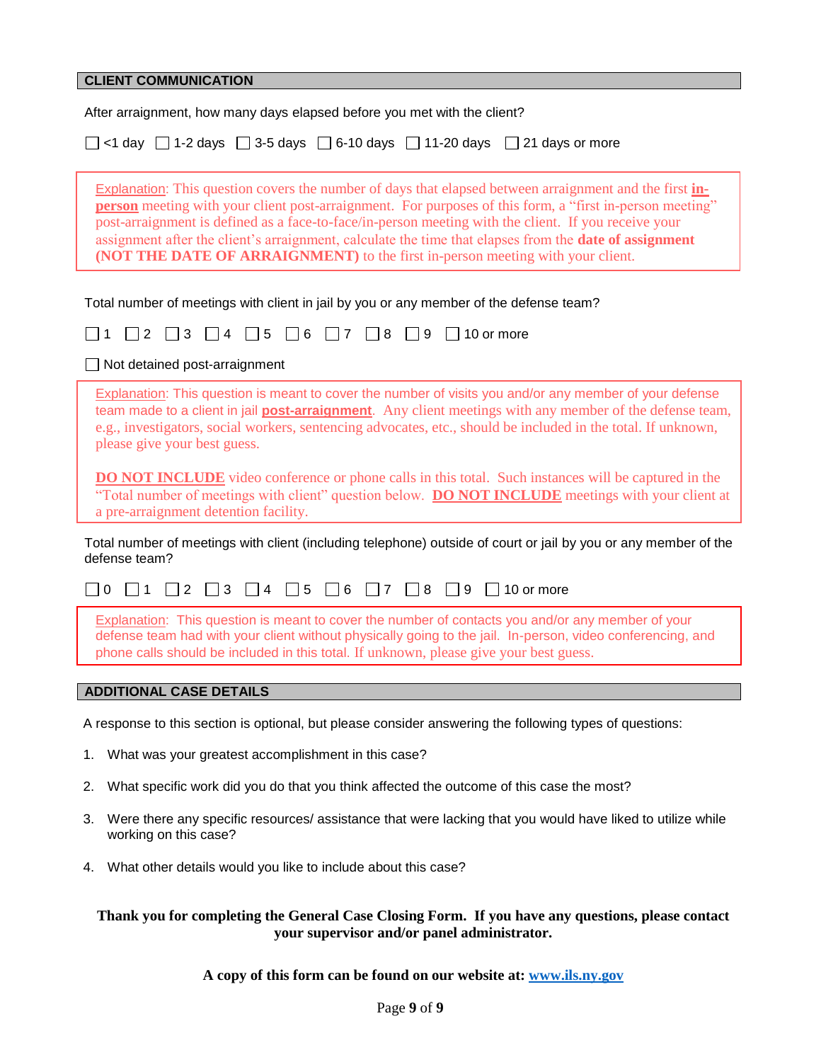## CLIENT COMMUNICATION

After arraignment, how many days elapsed before you met with the client?

☐ <1 day ☐ 1-2 days ☐ 3-5 days ☐ 6-10 days ☐ 11-20 days ☐ 21 days or more

Explanation: This question covers the number of days that elapsed between arraignment and the first **in-person** meeting with your client post-arraignment. For purposes of this form, a "first in-person meeting" post-arraignment is defined as a face-to-face/in-person meeting with the client. If you receive your assignment after the client's arraignment, calculate the time that elapses from the **date of assignment (NOT THE DATE OF ARRAIGNMENT)** to the first in-person meeting with your client.

Total number of meetings with client in jail by you or any member of the defense team?

☐ 1 ☐ 2 ☐ 3 ☐ 4 ☐ 5 ☐ 6 ☐ 7 ☐ 8 ☐ 9 ☐ 10 or more

☐ Not detained post-arraignment

Explanation: This question is meant to cover the number of visits you and/or any member of your defense team made to a client in jail **post-arraignment**. Any client meetings with any member of the defense team, e.g., investigators, social workers, sentencing advocates, etc., should be included in the total. If unknown, please give your best guess.

**DO NOT INCLUDE** video conference or phone calls in this total. Such instances will be captured in the "Total number of meetings with client" question below. **DO NOT INCLUDE** meetings with your client at a pre-arraignment detention facility.

Total number of meetings with client (including telephone) outside of court or jail by you or any member of the defense team?

☐ 0 ☐ 1 ☐ 2 ☐ 3 ☐ 4 ☐ 5 ☐ 6 ☐ 7 ☐ 8 ☐ 9 ☐ 10 or more

Explanation: This question is meant to cover the number of contacts you and/or any member of your defense team had with your client without physically going to the jail. In-person, video conferencing, and phone calls should be included in this total. If unknown, please give your best guess.

## ADDITIONAL CASE DETAILS

A response to this section is optional, but please consider answering the following types of questions:

1. What was your greatest accomplishment in this case?
2. What specific work did you do that you think affected the outcome of this case the most?
3. Were there any specific resources/ assistance that were lacking that you would have liked to utilize while working on this case?
4. What other details would you like to include about this case?

**Thank you for completing the General Case Closing Form. If you have any questions, please contact your supervisor and/or panel administrator.**

**A copy of this form can be found on our website at: www.ils.ny.gov**